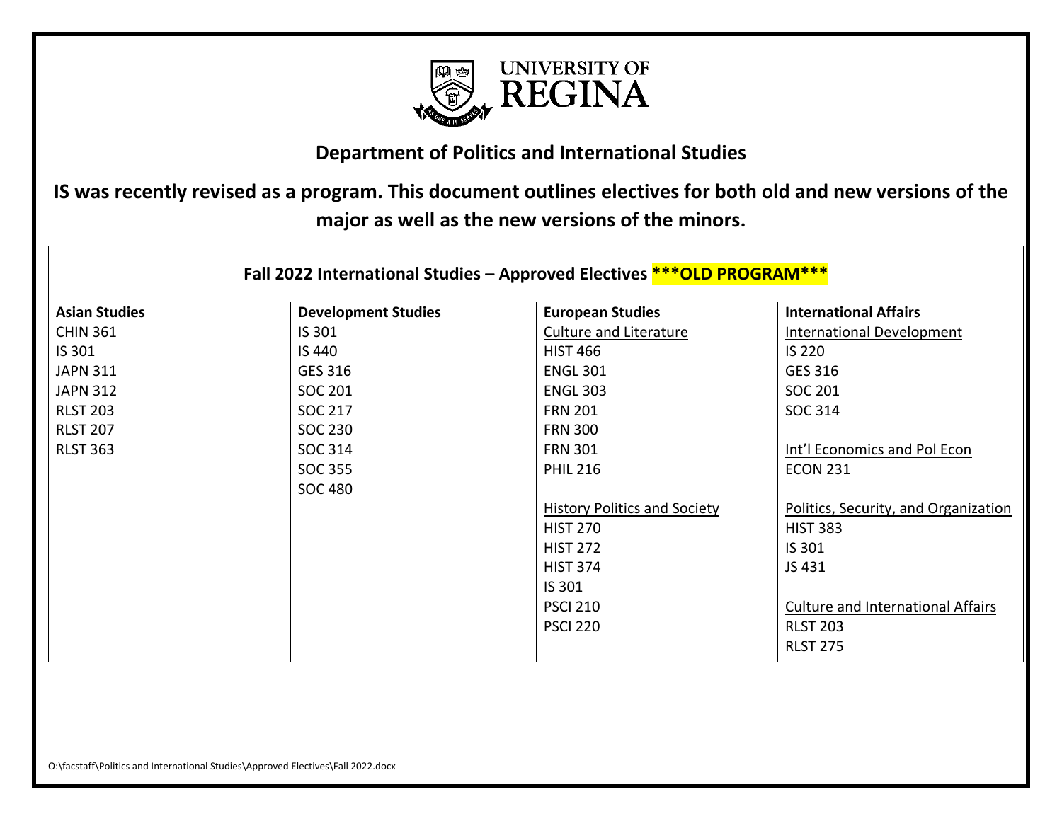UNIVERSITY OF REGINA

## Department of Politics and International Studies

**IS was recently revised as a program. This document outlines electives for both old and new versions of the major as well as the new versions of the minors.**

### Fall 2022 International Studies – Approved Electives ***OLD PROGRAM***

| Asian Studies | Development Studies | European Studies | International Affairs |
|---|---|---|---|
| CHIN 361 | IS 301 | Culture and Literature | International Development |
| IS 301 | IS 440 | HIST 466 | IS 220 |
| JAPN 311 | GES 316 | ENGL 301 | GES 316 |
| JAPN 312 | SOC 201 | ENGL 303 | SOC 201 |
| RLST 203 | SOC 217 | FRN 201 | SOC 314 |
| RLST 207 | SOC 230 | FRN 300 | |
| RLST 363 | SOC 314 | FRN 301 | Int'l Economics and Pol Econ |
| | SOC 355 | PHIL 216 | ECON 231 |
| | SOC 480 | | |
| | | History Politics and Society | Politics, Security, and Organization |
| | | HIST 270 | HIST 383 |
| | | HIST 272 | IS 301 |
| | | HIST 374 | JS 431 |
| | | IS 301 | |
| | | PSCI 210 | Culture and International Affairs |
| | | PSCI 220 | RLST 203 |
| | | | RLST 275 |

O:\facstaff\Politics and International Studies\Approved Electives\Fall 2022.docx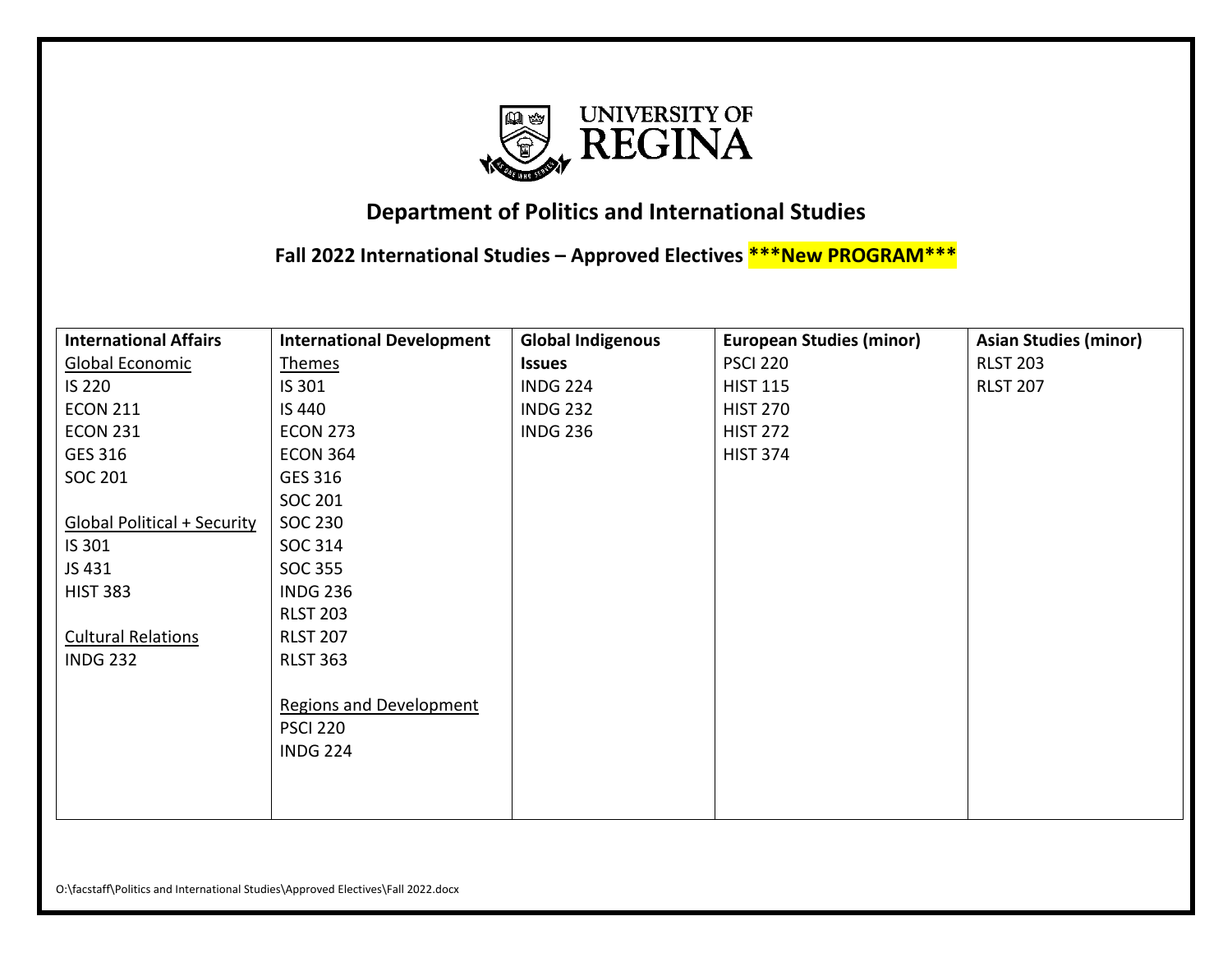## Department of Politics and International Studies

**Fall 2022 International Studies – Approved Electives ***New PROGRAM*****

| International Affairs | International Development | Global Indigenous Issues | European Studies (minor) | Asian Studies (minor) |
|---|---|---|---|---|
| Global Economic | Themes | INDG 224 | PSCI 220 | RLST 203 |
| IS 220 | IS 301 | INDG 232 | HIST 115 | RLST 207 |
| ECON 211 | IS 440 | INDG 236 | HIST 270 | |
| ECON 231 | ECON 273 | | HIST 272 | |
| GES 316 | ECON 364 | | HIST 374 | |
| SOC 201 | GES 316 | | | |
| | SOC 201 | | | |
| Global Political + Security | SOC 230 | | | |
| IS 301 | SOC 314 | | | |
| JS 431 | SOC 355 | | | |
| HIST 383 | INDG 236 | | | |
| | RLST 203 | | | |
| Cultural Relations | RLST 207 | | | |
| INDG 232 | RLST 363 | | | |
| | | | | |
| | Regions and Development | | | |
| | PSCI 220 | | | |
| | INDG 224 | | | |

O:\facstaff\Politics and International Studies\Approved Electives\Fall 2022.docx